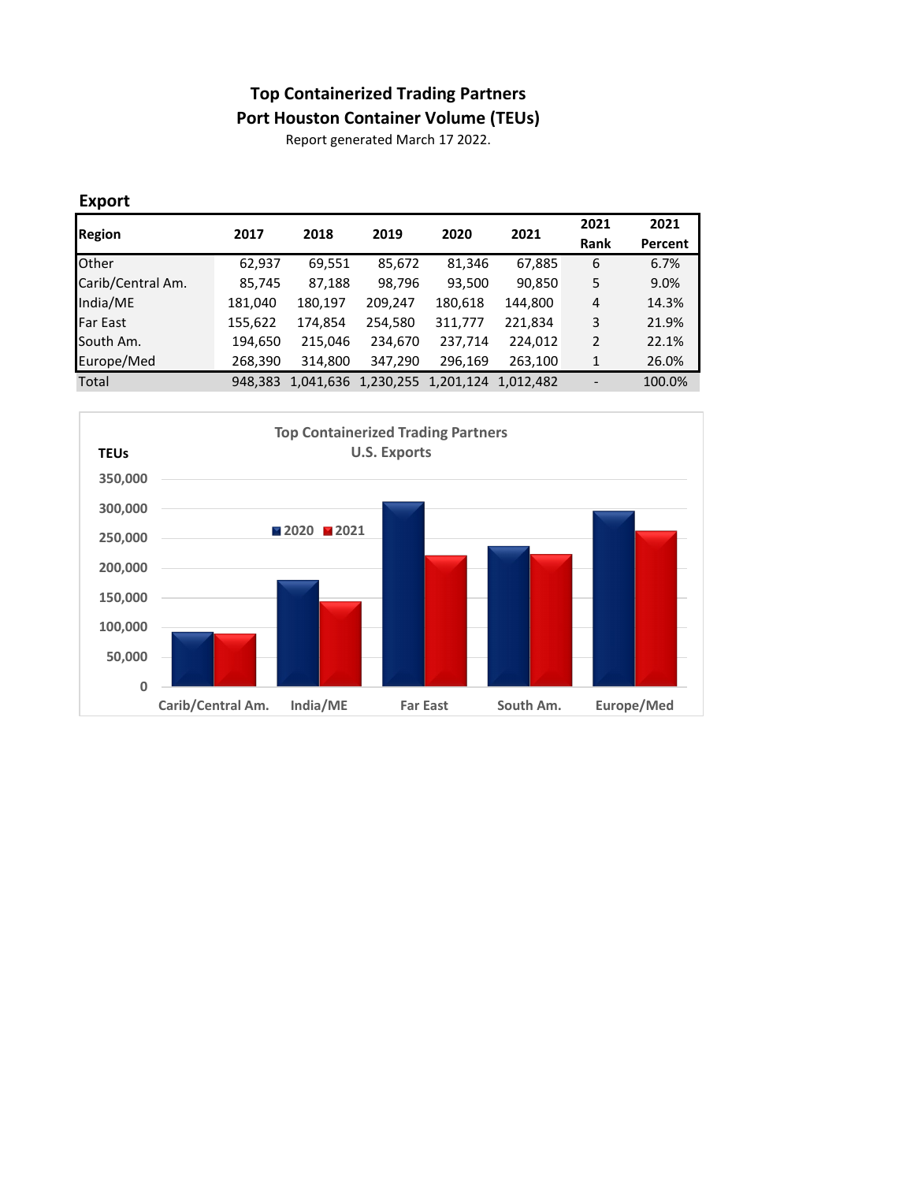# Top Containerized Trading Partners
## Port Houston Container Volume (TEUs)

Report generated March 17 2022.

### Export

| Region | 2017 | 2018 | 2019 | 2020 | 2021 | 2021 Rank | 2021 Percent |
|---|---|---|---|---|---|---|---|
| Other | 62,937 | 69,551 | 85,672 | 81,346 | 67,885 | 6 | 6.7% |
| Carib/Central Am. | 85,745 | 87,188 | 98,796 | 93,500 | 90,850 | 5 | 9.0% |
| India/ME | 181,040 | 180,197 | 209,247 | 180,618 | 144,800 | 4 | 14.3% |
| Far East | 155,622 | 174,854 | 254,580 | 311,777 | 221,834 | 3 | 21.9% |
| South Am. | 194,650 | 215,046 | 234,670 | 237,714 | 224,012 | 2 | 22.1% |
| Europe/Med | 268,390 | 314,800 | 347,290 | 296,169 | 263,100 | 1 | 26.0% |
| Total | 948,383 | 1,041,636 | 1,230,255 | 1,201,124 | 1,012,482 | - | 100.0% |

Top Containerized Trading Partners
U.S. Exports

TEUs

| Region | 2020 | 2021 |
|---|---|---|
| Carib/Central Am. | 93,500 | 90,850 |
| India/ME | 180,618 | 144,800 |
| Far East | 311,777 | 221,834 |
| South Am. | 237,714 | 224,012 |
| Europe/Med | 296,169 | 263,100 |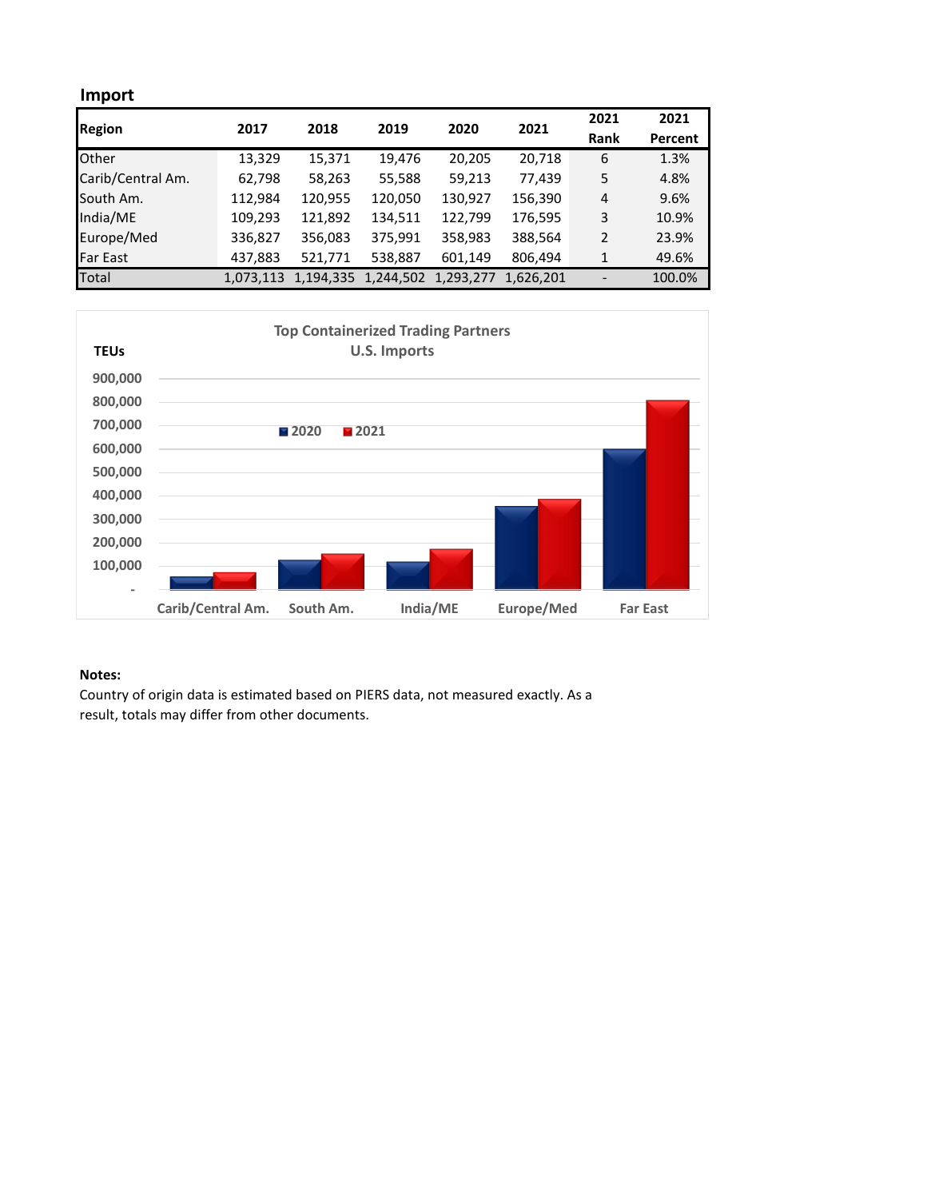## Import

| Region | 2017 | 2018 | 2019 | 2020 | 2021 | 2021 Rank | 2021 Percent |
|---|---|---|---|---|---|---|---|
| Other | 13,329 | 15,371 | 19,476 | 20,205 | 20,718 | 6 | 1.3% |
| Carib/Central Am. | 62,798 | 58,263 | 55,588 | 59,213 | 77,439 | 5 | 4.8% |
| South Am. | 112,984 | 120,955 | 120,050 | 130,927 | 156,390 | 4 | 9.6% |
| India/ME | 109,293 | 121,892 | 134,511 | 122,799 | 176,595 | 3 | 10.9% |
| Europe/Med | 336,827 | 356,083 | 375,991 | 358,983 | 388,564 | 2 | 23.9% |
| Far East | 437,883 | 521,771 | 538,887 | 601,149 | 806,494 | 1 | 49.6% |
| Total | 1,073,113 | 1,194,335 | 1,244,502 | 1,293,277 | 1,626,201 | - | 100.0% |

Top Containerized Trading Partners
U.S. Imports

TEUs

900,000
800,000
700,000
600,000
500,000
400,000
300,000
200,000
100,000
-

2020 2021

Carib/Central Am. South Am. India/ME Europe/Med Far East

**Notes:**
Country of origin data is estimated based on PIERS data, not measured exactly. As a result, totals may differ from other documents.